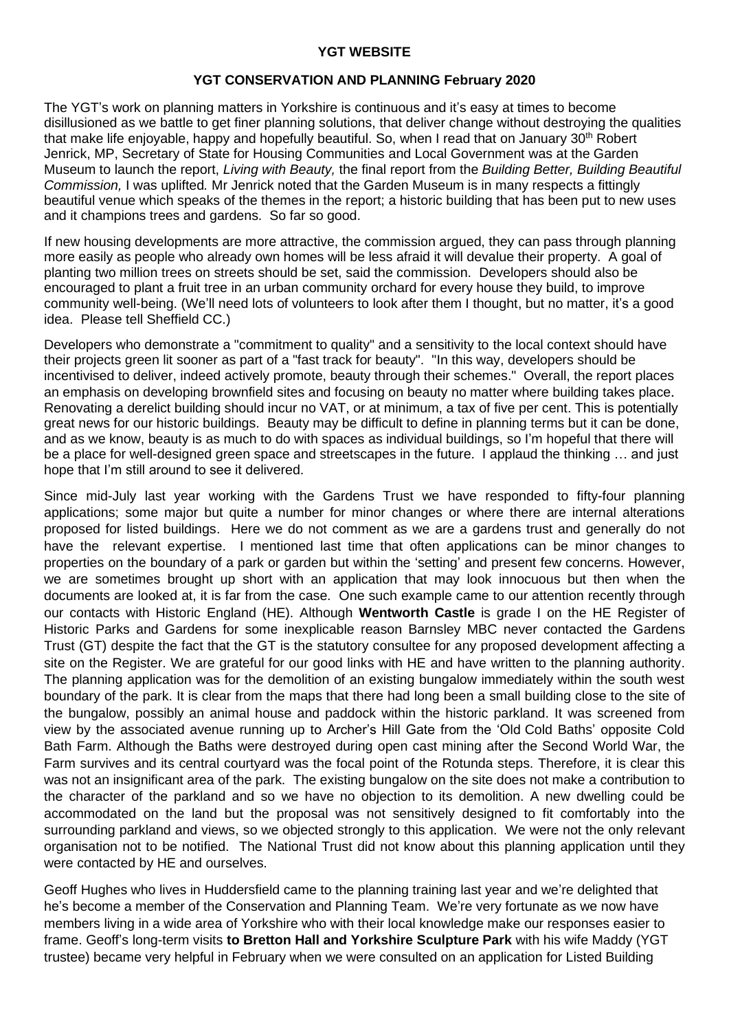**YGT WEBSITE**

**YGT CONSERVATION AND PLANNING February 2020**

The YGT's work on planning matters in Yorkshire is continuous and it's easy at times to become disillusioned as we battle to get finer planning solutions, that deliver change without destroying the qualities that make life enjoyable, happy and hopefully beautiful. So, when I read that on January 30th Robert Jenrick, MP, Secretary of State for Housing Communities and Local Government was at the Garden Museum to launch the report, *Living with Beauty,* the final report from the *Building Better, Building Beautiful Commission,* I was uplifted*.* Mr Jenrick noted that the Garden Museum is in many respects a fittingly beautiful venue which speaks of the themes in the report; a historic building that has been put to new uses and it champions trees and gardens. So far so good.

If new housing developments are more attractive, the commission argued, they can pass through planning more easily as people who already own homes will be less afraid it will devalue their property. A goal of planting two million trees on streets should be set, said the commission. Developers should also be encouraged to plant a fruit tree in an urban community orchard for every house they build, to improve community well-being. (We'll need lots of volunteers to look after them I thought, but no matter, it's a good idea. Please tell Sheffield CC.)

Developers who demonstrate a "commitment to quality" and a sensitivity to the local context should have their projects green lit sooner as part of a "fast track for beauty". "In this way, developers should be incentivised to deliver, indeed actively promote, beauty through their schemes." Overall, the report places an emphasis on developing brownfield sites and focusing on beauty no matter where building takes place. Renovating a derelict building should incur no VAT, or at minimum, a tax of five per cent. This is potentially great news for our historic buildings. Beauty may be difficult to define in planning terms but it can be done, and as we know, beauty is as much to do with spaces as individual buildings, so I'm hopeful that there will be a place for well-designed green space and streetscapes in the future. I applaud the thinking … and just hope that I'm still around to see it delivered.

Since mid-July last year working with the Gardens Trust we have responded to fifty-four planning applications; some major but quite a number for minor changes or where there are internal alterations proposed for listed buildings. Here we do not comment as we are a gardens trust and generally do not have the relevant expertise. I mentioned last time that often applications can be minor changes to properties on the boundary of a park or garden but within the 'setting' and present few concerns. However, we are sometimes brought up short with an application that may look innocuous but then when the documents are looked at, it is far from the case. One such example came to our attention recently through our contacts with Historic England (HE). Although **Wentworth Castle** is grade I on the HE Register of Historic Parks and Gardens for some inexplicable reason Barnsley MBC never contacted the Gardens Trust (GT) despite the fact that the GT is the statutory consultee for any proposed development affecting a site on the Register. We are grateful for our good links with HE and have written to the planning authority. The planning application was for the demolition of an existing bungalow immediately within the south west boundary of the park. It is clear from the maps that there had long been a small building close to the site of the bungalow, possibly an animal house and paddock within the historic parkland. It was screened from view by the associated avenue running up to Archer's Hill Gate from the 'Old Cold Baths' opposite Cold Bath Farm. Although the Baths were destroyed during open cast mining after the Second World War, the Farm survives and its central courtyard was the focal point of the Rotunda steps. Therefore, it is clear this was not an insignificant area of the park. The existing bungalow on the site does not make a contribution to the character of the parkland and so we have no objection to its demolition. A new dwelling could be accommodated on the land but the proposal was not sensitively designed to fit comfortably into the surrounding parkland and views, so we objected strongly to this application. We were not the only relevant organisation not to be notified. The National Trust did not know about this planning application until they were contacted by HE and ourselves.

Geoff Hughes who lives in Huddersfield came to the planning training last year and we're delighted that he's become a member of the Conservation and Planning Team. We're very fortunate as we now have members living in a wide area of Yorkshire who with their local knowledge make our responses easier to frame. Geoff's long-term visits **to Bretton Hall and Yorkshire Sculpture Park** with his wife Maddy (YGT trustee) became very helpful in February when we were consulted on an application for Listed Building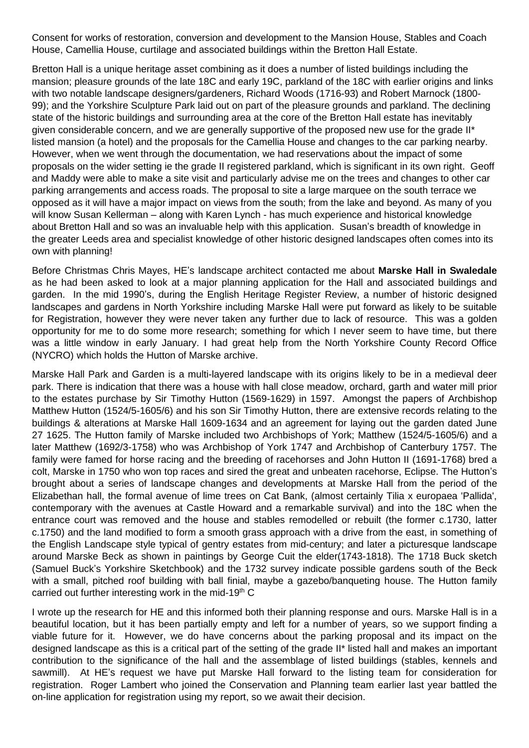Consent for works of restoration, conversion and development to the Mansion House, Stables and Coach House, Camellia House, curtilage and associated buildings within the Bretton Hall Estate.

Bretton Hall is a unique heritage asset combining as it does a number of listed buildings including the mansion; pleasure grounds of the late 18C and early 19C, parkland of the 18C with earlier origins and links with two notable landscape designers/gardeners, Richard Woods (1716-93) and Robert Marnock (1800-99); and the Yorkshire Sculpture Park laid out on part of the pleasure grounds and parkland. The declining state of the historic buildings and surrounding area at the core of the Bretton Hall estate has inevitably given considerable concern, and we are generally supportive of the proposed new use for the grade II* listed mansion (a hotel) and the proposals for the Camellia House and changes to the car parking nearby. However, when we went through the documentation, we had reservations about the impact of some proposals on the wider setting ie the grade II registered parkland, which is significant in its own right. Geoff and Maddy were able to make a site visit and particularly advise me on the trees and changes to other car parking arrangements and access roads. The proposal to site a large marquee on the south terrace we opposed as it will have a major impact on views from the south; from the lake and beyond. As many of you will know Susan Kellerman – along with Karen Lynch - has much experience and historical knowledge about Bretton Hall and so was an invaluable help with this application. Susan's breadth of knowledge in the greater Leeds area and specialist knowledge of other historic designed landscapes often comes into its own with planning!

Before Christmas Chris Mayes, HE's landscape architect contacted me about **Marske Hall in Swaledale** as he had been asked to look at a major planning application for the Hall and associated buildings and garden. In the mid 1990's, during the English Heritage Register Review, a number of historic designed landscapes and gardens in North Yorkshire including Marske Hall were put forward as likely to be suitable for Registration, however they were never taken any further due to lack of resource. This was a golden opportunity for me to do some more research; something for which I never seem to have time, but there was a little window in early January. I had great help from the North Yorkshire County Record Office (NYCRO) which holds the Hutton of Marske archive.

Marske Hall Park and Garden is a multi-layered landscape with its origins likely to be in a medieval deer park. There is indication that there was a house with hall close meadow, orchard, garth and water mill prior to the estates purchase by Sir Timothy Hutton (1569-1629) in 1597. Amongst the papers of Archbishop Matthew Hutton (1524/5-1605/6) and his son Sir Timothy Hutton, there are extensive records relating to the buildings & alterations at Marske Hall 1609-1634 and an agreement for laying out the garden dated June 27 1625. The Hutton family of Marske included two Archbishops of York; Matthew (1524/5-1605/6) and a later Matthew (1692/3-1758) who was Archbishop of York 1747 and Archbishop of Canterbury 1757. The family were famed for horse racing and the breeding of racehorses and John Hutton II (1691-1768) bred a colt, Marske in 1750 who won top races and sired the great and unbeaten racehorse, Eclipse. The Hutton's brought about a series of landscape changes and developments at Marske Hall from the period of the Elizabethan hall, the formal avenue of lime trees on Cat Bank, (almost certainly Tilia x europaea 'Pallida', contemporary with the avenues at Castle Howard and a remarkable survival) and into the 18C when the entrance court was removed and the house and stables remodelled or rebuilt (the former c.1730, latter c.1750) and the land modified to form a smooth grass approach with a drive from the east, in something of the English Landscape style typical of gentry estates from mid-century; and later a picturesque landscape around Marske Beck as shown in paintings by George Cuit the elder(1743-1818). The 1718 Buck sketch (Samuel Buck's Yorkshire Sketchbook) and the 1732 survey indicate possible gardens south of the Beck with a small, pitched roof building with ball finial, maybe a gazebo/banqueting house. The Hutton family carried out further interesting work in the mid-19th C

I wrote up the research for HE and this informed both their planning response and ours. Marske Hall is in a beautiful location, but it has been partially empty and left for a number of years, so we support finding a viable future for it. However, we do have concerns about the parking proposal and its impact on the designed landscape as this is a critical part of the setting of the grade II* listed hall and makes an important contribution to the significance of the hall and the assemblage of listed buildings (stables, kennels and sawmill). At HE's request we have put Marske Hall forward to the listing team for consideration for registration. Roger Lambert who joined the Conservation and Planning team earlier last year battled the on-line application for registration using my report, so we await their decision.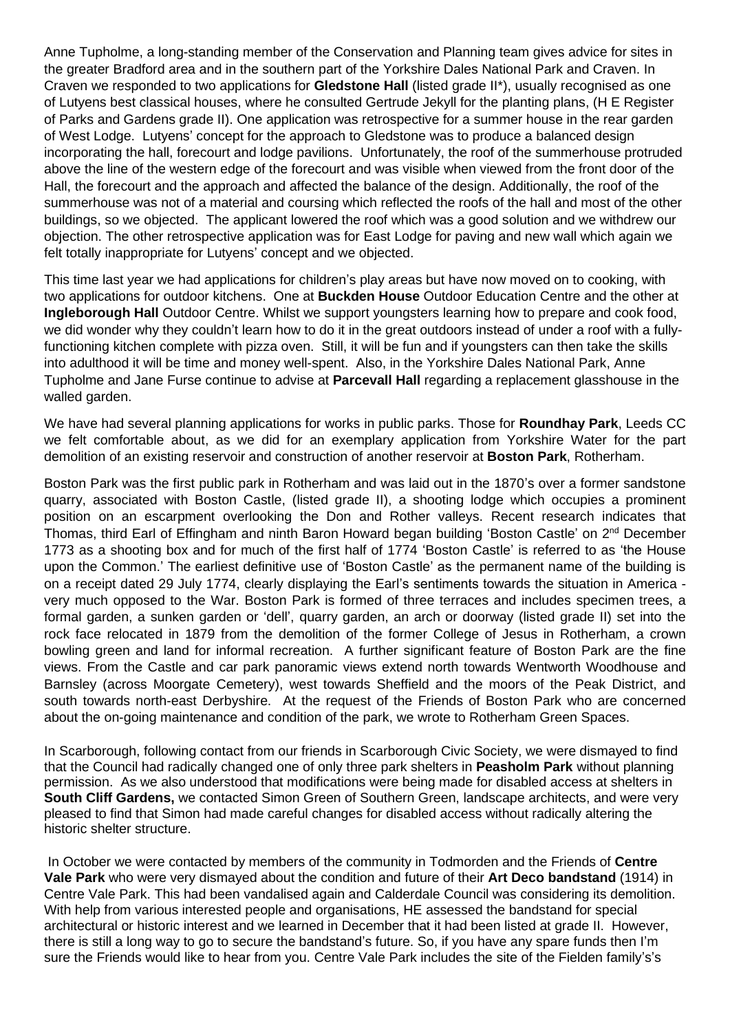Anne Tupholme, a long-standing member of the Conservation and Planning team gives advice for sites in the greater Bradford area and in the southern part of the Yorkshire Dales National Park and Craven. In Craven we responded to two applications for **Gledstone Hall** (listed grade II*), usually recognised as one of Lutyens best classical houses, where he consulted Gertrude Jekyll for the planting plans, (H E Register of Parks and Gardens grade II). One application was retrospective for a summer house in the rear garden of West Lodge. Lutyens' concept for the approach to Gledstone was to produce a balanced design incorporating the hall, forecourt and lodge pavilions. Unfortunately, the roof of the summerhouse protruded above the line of the western edge of the forecourt and was visible when viewed from the front door of the Hall, the forecourt and the approach and affected the balance of the design. Additionally, the roof of the summerhouse was not of a material and coursing which reflected the roofs of the hall and most of the other buildings, so we objected. The applicant lowered the roof which was a good solution and we withdrew our objection. The other retrospective application was for East Lodge for paving and new wall which again we felt totally inappropriate for Lutyens' concept and we objected.

This time last year we had applications for children's play areas but have now moved on to cooking, with two applications for outdoor kitchens. One at **Buckden House** Outdoor Education Centre and the other at **Ingleborough Hall** Outdoor Centre. Whilst we support youngsters learning how to prepare and cook food, we did wonder why they couldn't learn how to do it in the great outdoors instead of under a roof with a fully-functioning kitchen complete with pizza oven. Still, it will be fun and if youngsters can then take the skills into adulthood it will be time and money well-spent. Also, in the Yorkshire Dales National Park, Anne Tupholme and Jane Furse continue to advise at **Parcevall Hall** regarding a replacement glasshouse in the walled garden.

We have had several planning applications for works in public parks. Those for **Roundhay Park**, Leeds CC we felt comfortable about, as we did for an exemplary application from Yorkshire Water for the part demolition of an existing reservoir and construction of another reservoir at **Boston Park**, Rotherham.

Boston Park was the first public park in Rotherham and was laid out in the 1870's over a former sandstone quarry, associated with Boston Castle, (listed grade II), a shooting lodge which occupies a prominent position on an escarpment overlooking the Don and Rother valleys. Recent research indicates that Thomas, third Earl of Effingham and ninth Baron Howard began building 'Boston Castle' on 2nd December 1773 as a shooting box and for much of the first half of 1774 'Boston Castle' is referred to as 'the House upon the Common.' The earliest definitive use of 'Boston Castle' as the permanent name of the building is on a receipt dated 29 July 1774, clearly displaying the Earl's sentiments towards the situation in America - very much opposed to the War. Boston Park is formed of three terraces and includes specimen trees, a formal garden, a sunken garden or 'dell', quarry garden, an arch or doorway (listed grade II) set into the rock face relocated in 1879 from the demolition of the former College of Jesus in Rotherham, a crown bowling green and land for informal recreation. A further significant feature of Boston Park are the fine views. From the Castle and car park panoramic views extend north towards Wentworth Woodhouse and Barnsley (across Moorgate Cemetery), west towards Sheffield and the moors of the Peak District, and south towards north-east Derbyshire. At the request of the Friends of Boston Park who are concerned about the on-going maintenance and condition of the park, we wrote to Rotherham Green Spaces.

In Scarborough, following contact from our friends in Scarborough Civic Society, we were dismayed to find that the Council had radically changed one of only three park shelters in **Peasholm Park** without planning permission. As we also understood that modifications were being made for disabled access at shelters in **South Cliff Gardens,** we contacted Simon Green of Southern Green, landscape architects, and were very pleased to find that Simon had made careful changes for disabled access without radically altering the historic shelter structure.

In October we were contacted by members of the community in Todmorden and the Friends of **Centre Vale Park** who were very dismayed about the condition and future of their **Art Deco bandstand** (1914) in Centre Vale Park. This had been vandalised again and Calderdale Council was considering its demolition. With help from various interested people and organisations, HE assessed the bandstand for special architectural or historic interest and we learned in December that it had been listed at grade II. However, there is still a long way to go to secure the bandstand's future. So, if you have any spare funds then I'm sure the Friends would like to hear from you. Centre Vale Park includes the site of the Fielden family's's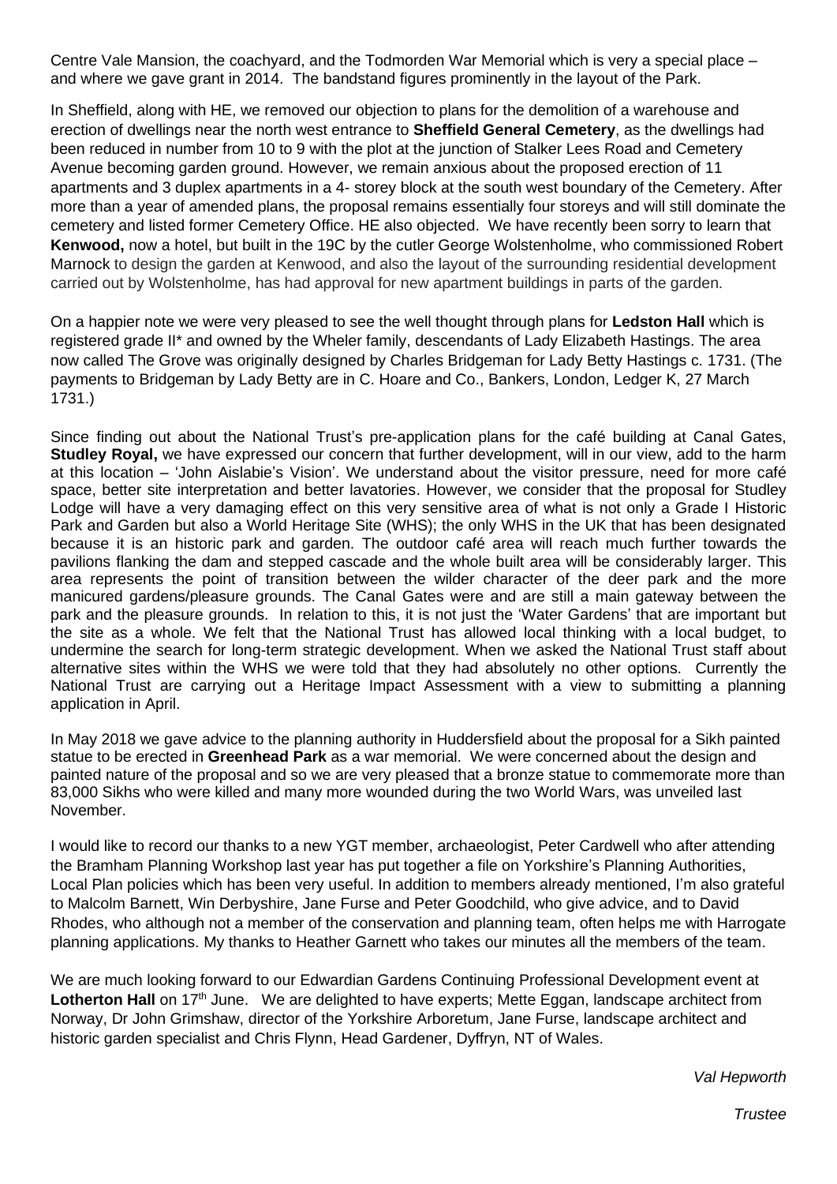Centre Vale Mansion, the coachyard, and the Todmorden War Memorial which is very a special place – and where we gave grant in 2014. The bandstand figures prominently in the layout of the Park.

In Sheffield, along with HE, we removed our objection to plans for the demolition of a warehouse and erection of dwellings near the north west entrance to **Sheffield General Cemetery**, as the dwellings had been reduced in number from 10 to 9 with the plot at the junction of Stalker Lees Road and Cemetery Avenue becoming garden ground. However, we remain anxious about the proposed erection of 11 apartments and 3 duplex apartments in a 4- storey block at the south west boundary of the Cemetery. After more than a year of amended plans, the proposal remains essentially four storeys and will still dominate the cemetery and listed former Cemetery Office. HE also objected. We have recently been sorry to learn that **Kenwood,** now a hotel, but built in the 19C by the cutler George Wolstenholme, who commissioned Robert Marnock to design the garden at Kenwood, and also the layout of the surrounding residential development carried out by Wolstenholme, has had approval for new apartment buildings in parts of the garden.

On a happier note we were very pleased to see the well thought through plans for **Ledston Hall** which is registered grade II* and owned by the Wheler family, descendants of Lady Elizabeth Hastings. The area now called The Grove was originally designed by Charles Bridgeman for Lady Betty Hastings c. 1731. (The payments to Bridgeman by Lady Betty are in C. Hoare and Co., Bankers, London, Ledger K, 27 March 1731.)

Since finding out about the National Trust's pre-application plans for the café building at Canal Gates, **Studley Royal,** we have expressed our concern that further development, will in our view, add to the harm at this location – 'John Aislabie's Vision'. We understand about the visitor pressure, need for more café space, better site interpretation and better lavatories. However, we consider that the proposal for Studley Lodge will have a very damaging effect on this very sensitive area of what is not only a Grade I Historic Park and Garden but also a World Heritage Site (WHS); the only WHS in the UK that has been designated because it is an historic park and garden. The outdoor café area will reach much further towards the pavilions flanking the dam and stepped cascade and the whole built area will be considerably larger. This area represents the point of transition between the wilder character of the deer park and the more manicured gardens/pleasure grounds. The Canal Gates were and are still a main gateway between the park and the pleasure grounds. In relation to this, it is not just the 'Water Gardens' that are important but the site as a whole. We felt that the National Trust has allowed local thinking with a local budget, to undermine the search for long-term strategic development. When we asked the National Trust staff about alternative sites within the WHS we were told that they had absolutely no other options. Currently the National Trust are carrying out a Heritage Impact Assessment with a view to submitting a planning application in April.

In May 2018 we gave advice to the planning authority in Huddersfield about the proposal for a Sikh painted statue to be erected in **Greenhead Park** as a war memorial. We were concerned about the design and painted nature of the proposal and so we are very pleased that a bronze statue to commemorate more than 83,000 Sikhs who were killed and many more wounded during the two World Wars, was unveiled last November.

I would like to record our thanks to a new YGT member, archaeologist, Peter Cardwell who after attending the Bramham Planning Workshop last year has put together a file on Yorkshire's Planning Authorities, Local Plan policies which has been very useful. In addition to members already mentioned, I'm also grateful to Malcolm Barnett, Win Derbyshire, Jane Furse and Peter Goodchild, who give advice, and to David Rhodes, who although not a member of the conservation and planning team, often helps me with Harrogate planning applications. My thanks to Heather Garnett who takes our minutes all the members of the team.

We are much looking forward to our Edwardian Gardens Continuing Professional Development event at **Lotherton Hall** on 17th June. We are delighted to have experts; Mette Eggan, landscape architect from Norway, Dr John Grimshaw, director of the Yorkshire Arboretum, Jane Furse, landscape architect and historic garden specialist and Chris Flynn, Head Gardener, Dyffryn, NT of Wales.

*Val Hepworth*

*Trustee*